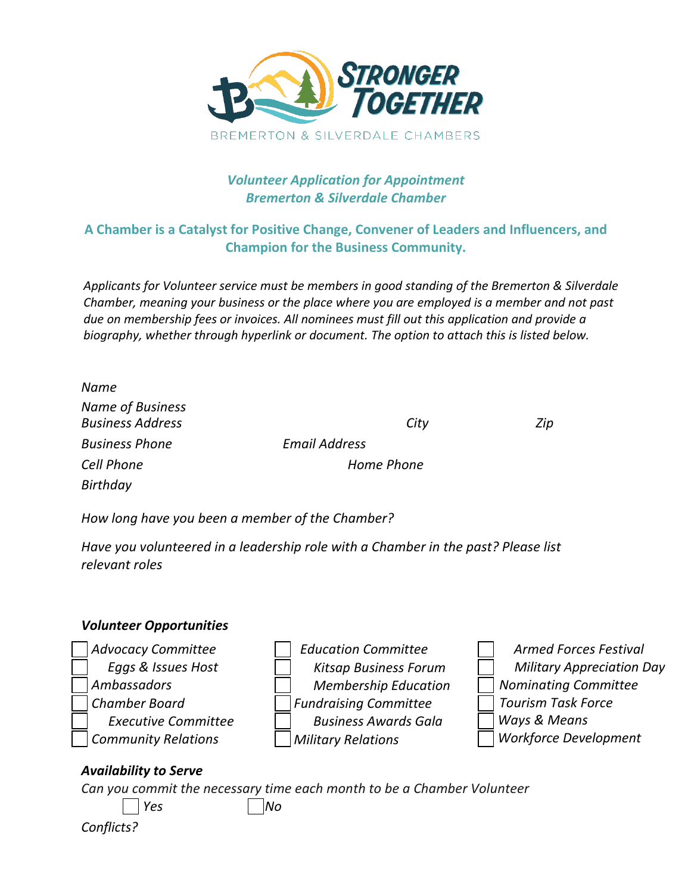STRONGER TOGETHER

BREMERTON & SILVERDALE CHAMBERS

### *Volunteer Application for Appointment*
### *Bremerton & Silverdale Chamber*

## A Chamber is a Catalyst for Positive Change, Convener of Leaders and Influencers, and Champion for the Business Community.

*Applicants for Volunteer service must be members in good standing of the Bremerton & Silverdale Chamber, meaning your business or the place where you are employed is a member and not past due on membership fees or invoices. All nominees must fill out this application and provide a biography, whether through hyperlink or document. The option to attach this is listed below.*

*Name*

*Name of Business*

*Business Address* *City* *Zip*

*Business Phone* *Email Address*

*Cell Phone* *Home Phone*

*Birthday*

*How long have you been a member of the Chamber?*

*Have you volunteered in a leadership role with a Chamber in the past? Please list relevant roles*

### *Volunteer Opportunities*

- ☐ *Advocacy Committee*
  - ☐ *Eggs & Issues Host*
- ☐ *Ambassadors*
- ☐ *Chamber Board*
  - ☐ *Executive Committee*
- ☐ *Community Relations*
- ☐ *Education Committee*
  - ☐ *Kitsap Business Forum*
  - ☐ *Membership Education*
- ☐ *Fundraising Committee*
  - ☐ *Business Awards Gala*
- ☐ *Military Relations*
  - ☐ *Armed Forces Festival*
  - ☐ *Military Appreciation Day*
- ☐ *Nominating Committee*
- ☐ *Tourism Task Force*
- ☐ *Ways & Means*
- ☐ *Workforce Development*

### *Availability to Serve*

*Can you commit the necessary time each month to be a Chamber Volunteer*

☐ *Yes* ☐ *No*

*Conflicts?*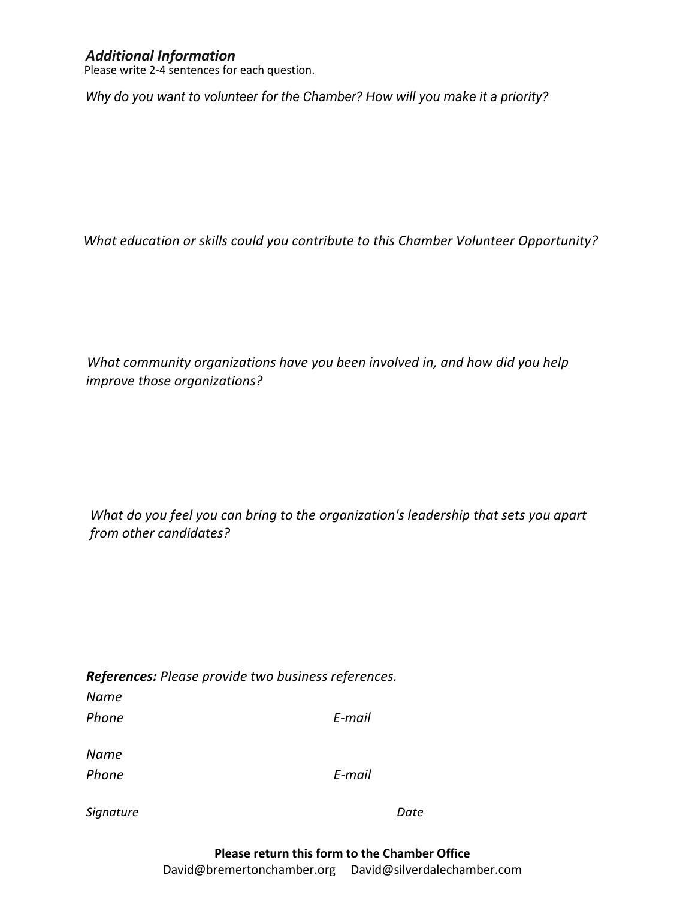### *Additional Information*

Please write 2-4 sentences for each question.

*Why do you want to volunteer for the Chamber? How will you make it a priority?*

*What education or skills could you contribute to this Chamber Volunteer Opportunity?*

*What community organizations have you been involved in, and how did you help improve those organizations?*

*What do you feel you can bring to the organization's leadership that sets you apart from other candidates?*

***References:*** *Please provide two business references.*

*Name*

*Phone* *E-mail*

*Name*

*Phone* *E-mail*

*Signature* *Date*

**Please return this form to the Chamber Office**

David@bremertonchamber.org David@silverdalechamber.com